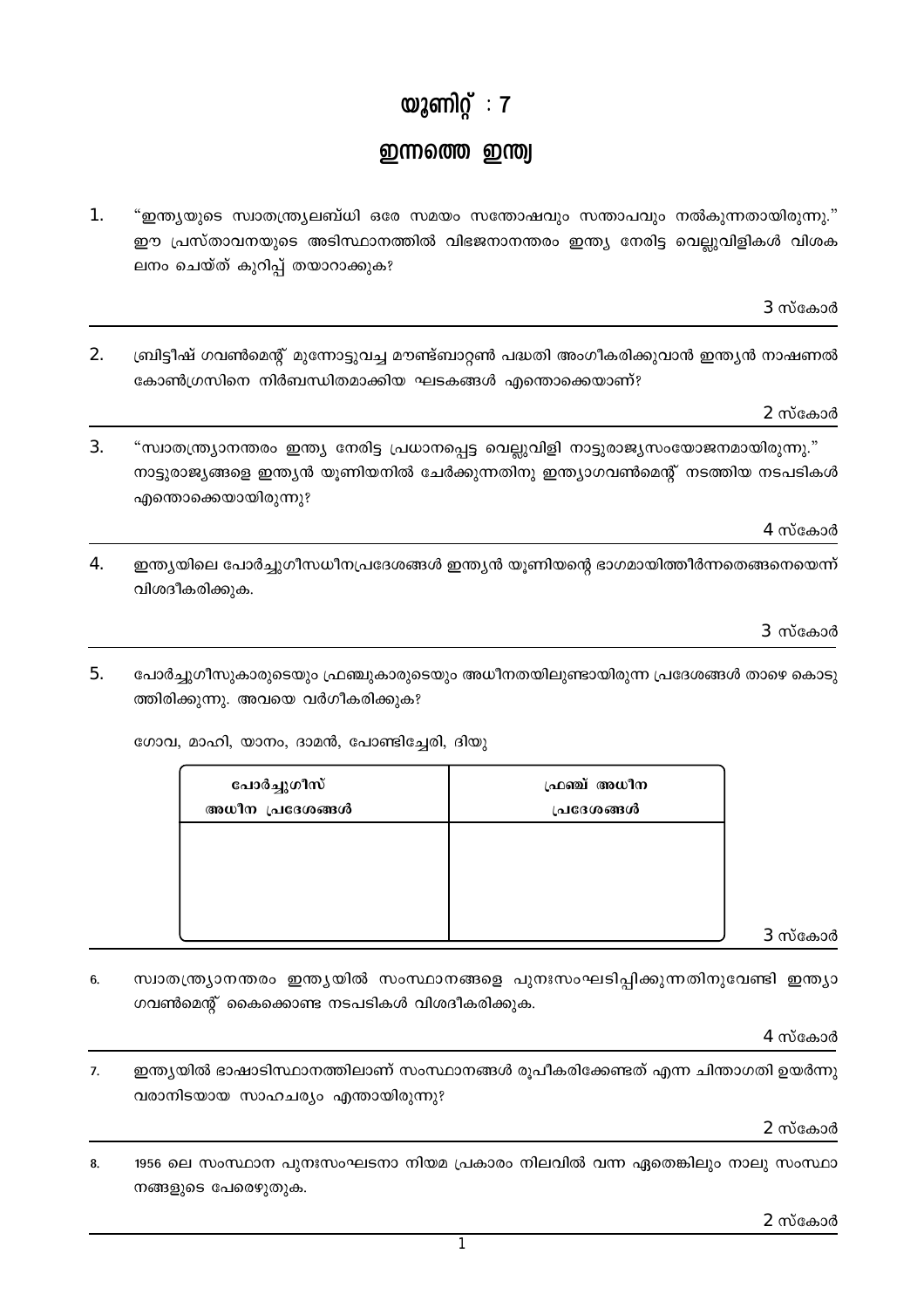# യൂണിറ്റ് : 7

## ഇന്നത്തെ ഇന്ത്യ

1. "ഇന്ത്യയുടെ സ്വാതന്ത്ര്യലബ്ധി ഒരേ സമയം സന്തോഷവും സന്താപവും നൽകുന്നതായിരുന്നു." ഈ പ്രസ്താവനയുടെ അടിസ്ഥാനത്തിൽ വിഭജനാനന്തരം ഇന്ത്യ നേരിട്ട വെല്ലുവിളികൾ വിശകലനം ചെയ്ത് കുറിപ്പ് തയാറാക്കുക?

3 സ്കോർ

2. ബ്രിട്ടീഷ് ഗവൺമെന്റ് മുന്നോട്ടുവച്ച മൗണ്ട്ബാറ്റൺ പദ്ധതി അംഗീകരിക്കുവാൻ ഇന്ത്യൻ നാഷണൽ കോൺഗ്രസിനെ നിർബന്ധിതമാക്കിയ ഘടകങ്ങൾ എന്തൊക്കെയാണ്?

2 സ്കോർ

3. "സ്വാതന്ത്ര്യാനന്തരം ഇന്ത്യ നേരിട്ട പ്രധാനപ്പെട്ട വെല്ലുവിളി നാട്ടുരാജ്യസംയോജനമായിരുന്നു." നാട്ടുരാജ്യങ്ങളെ ഇന്ത്യൻ യൂണിയനിൽ ചേർക്കുന്നതിനു ഇന്ത്യാഗവൺമെന്റ് നടത്തിയ നടപടികൾ എന്തൊക്കെയായിരുന്നു?

4 സ്കോർ

4. ഇന്ത്യയിലെ പോർച്ചുഗീസധീനപ്രദേശങ്ങൾ ഇന്ത്യൻ യൂണിയന്റെ ഭാഗമായിത്തീർന്നതെങ്ങനെയെന്ന് വിശദീകരിക്കുക.

3 സ്കോർ

5. പോർച്ചുഗീസുകാരുടെയും ഫ്രഞ്ചുകാരുടെയും അധീനതയിലുണ്ടായിരുന്ന പ്രദേശങ്ങൾ താഴെ കൊടുത്തിരിക്കുന്നു. അവയെ വർഗീകരിക്കുക?

ഗോവ, മാഹി, യാനം, ദാമൻ, പോണ്ടിച്ചേരി, ദിയു

| പോർച്ചുഗീസ് അധീന പ്രദേശങ്ങൾ | ഫ്രഞ്ച് അധീന പ്രദേശങ്ങൾ |
|---|---|
| | |

3 സ്കോർ

6. സ്വാതന്ത്ര്യാനന്തരം ഇന്ത്യയിൽ സംസ്ഥാനങ്ങളെ പുനഃസംഘടിപ്പിക്കുന്നതിനുവേണ്ടി ഇന്ത്യാ ഗവൺമെന്റ് കൈക്കൊണ്ട നടപടികൾ വിശദീകരിക്കുക.

4 സ്കോർ

7. ഇന്ത്യയിൽ ഭാഷാടിസ്ഥാനത്തിലാണ് സംസ്ഥാനങ്ങൾ രൂപീകരിക്കേണ്ടത് എന്ന ചിന്താഗതി ഉയർന്നു വരാനിടയായ സാഹചര്യം എന്തായിരുന്നു?

2 സ്കോർ

8. 1956 ലെ സംസ്ഥാന പുനഃസംഘടനാ നിയമ പ്രകാരം നിലവിൽ വന്ന ഏതെങ്കിലും നാലു സംസ്ഥാനങ്ങളുടെ പേരെഴുതുക.

2 സ്കോർ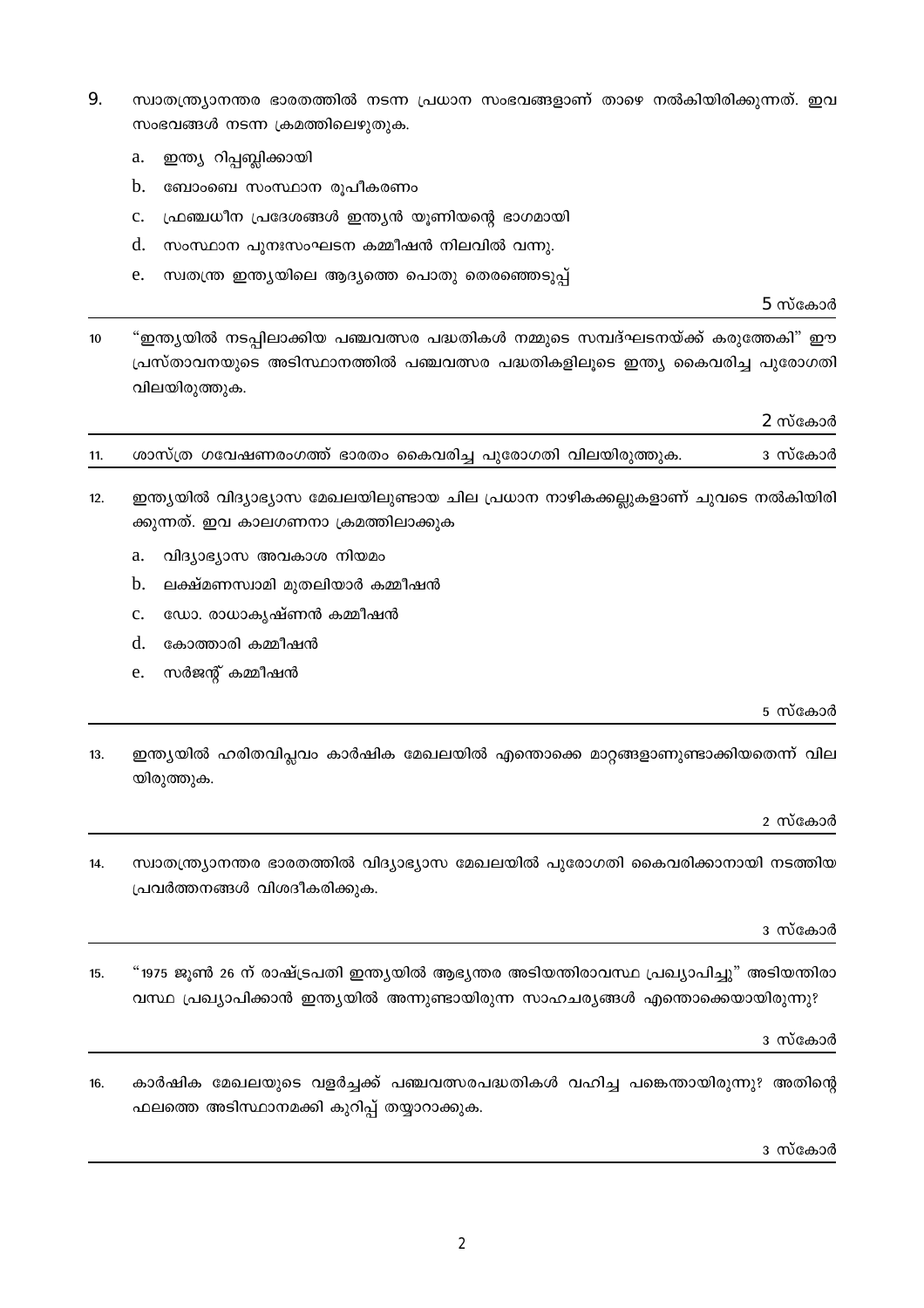9. സ്വാതന്ത്ര്യാനന്തര ഭാരതത്തിൽ നടന്ന പ്രധാന സംഭവങ്ങളാണ് താഴെ നൽകിയിരിക്കുന്നത്. ഇവ സംഭവങ്ങൾ നടന്ന ക്രമത്തിലെഴുതുക.

   a. ഇന്ത്യ റിപ്പബ്ലിക്കായി
   b. ബോംബെ സംസ്ഥാന രൂപീകരണം
   c. ഫ്രഞ്ചധീന പ്രദേശങ്ങൾ ഇന്ത്യൻ യൂണിയന്റെ ഭാഗമായി
   d. സംസ്ഥാന പുനഃസംഘടന കമ്മീഷൻ നിലവിൽ വന്നു.
   e. സ്വതന്ത്ര ഇന്ത്യയിലെ ആദ്യത്തെ പൊതു തെരഞ്ഞെടുപ്പ്

5 സ്കോർ

---

10. "ഇന്ത്യയിൽ നടപ്പിലാക്കിയ പഞ്ചവത്സര പദ്ധതികൾ നമ്മുടെ സമ്പദ്ഘടനയ്ക്ക് കരുത്തേകി" ഈ പ്രസ്താവനയുടെ അടിസ്ഥാനത്തിൽ പഞ്ചവത്സര പദ്ധതികളിലൂടെ ഇന്ത്യ കൈവരിച്ച പുരോഗതി വിലയിരുത്തുക.

2 സ്കോർ

---

11. ശാസ്ത്ര ഗവേഷണരംഗത്ത് ഭാരതം കൈവരിച്ച പുരോഗതി വിലയിരുത്തുക. 3 സ്കോർ

---

12. ഇന്ത്യയിൽ വിദ്യാഭ്യാസ മേഖലയിലുണ്ടായ ചില പ്രധാന നാഴികക്കല്ലുകളാണ് ചുവടെ നൽകിയിരിക്കുന്നത്. ഇവ കാലഗണനാ ക്രമത്തിലാക്കുക

   a. വിദ്യാഭ്യാസ അവകാശ നിയമം
   b. ലക്ഷ്മണസ്വാമി മുതലിയാർ കമ്മീഷൻ
   c. ഡോ. രാധാകൃഷ്ണൻ കമ്മീഷൻ
   d. കോത്താരി കമ്മീഷൻ
   e. സർജന്റ് കമ്മീഷൻ

5 സ്കോർ

---

13. ഇന്ത്യയിൽ ഹരിതവിപ്ലവം കാർഷിക മേഖലയിൽ എന്തൊക്കെ മാറ്റങ്ങളാണുണ്ടാക്കിയതെന്ന് വിലയിരുത്തുക.

2 സ്കോർ

---

14. സ്വാതന്ത്ര്യാനന്തര ഭാരതത്തിൽ വിദ്യാഭ്യാസ മേഖലയിൽ പുരോഗതി കൈവരിക്കാനായി നടത്തിയ പ്രവർത്തനങ്ങൾ വിശദീകരിക്കുക.

3 സ്കോർ

---

15. "1975 ജൂൺ 26 ന് രാഷ്ട്രപതി ഇന്ത്യയിൽ ആഭ്യന്തര അടിയന്തിരാവസ്ഥ പ്രഖ്യാപിച്ചു" അടിയന്തിരാവസ്ഥ പ്രഖ്യാപിക്കാൻ ഇന്ത്യയിൽ അന്നുണ്ടായിരുന്ന സാഹചര്യങ്ങൾ എന്തൊക്കെയായിരുന്നു?

3 സ്കോർ

---

16. കാർഷിക മേഖലയുടെ വളർച്ചക്ക് പഞ്ചവത്സരപദ്ധതികൾ വഹിച്ച പങ്കെന്തായിരുന്നു? അതിന്റെ ഫലത്തെ അടിസ്ഥാനമക്കി കുറിപ്പ് തയ്യാറാക്കുക.

3 സ്കോർ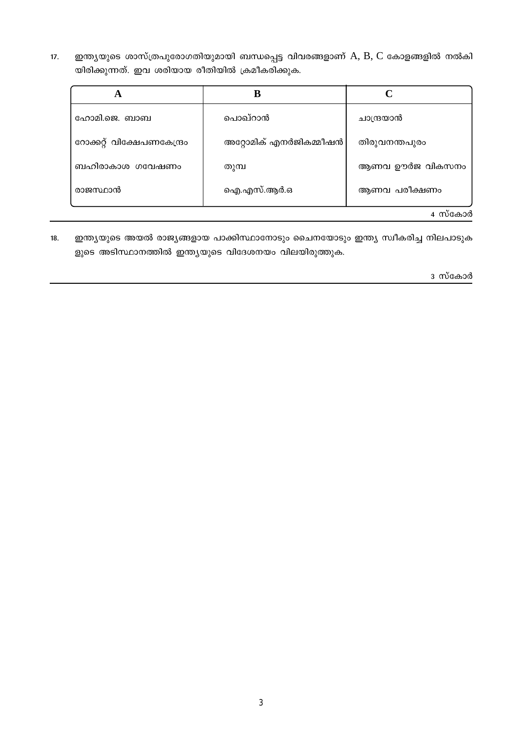17. ഇന്ത്യയുടെ ശാസ്ത്രപുരോഗതിയുമായി ബന്ധപ്പെട്ട വിവരങ്ങളാണ് A, B, C കോളങ്ങളിൽ നൽകി യിരിക്കുന്നത്. ഇവ ശരിയായ രീതിയിൽ ക്രമീകരിക്കുക.

| A | B | C |
|---|---|---|
| ഹോമി.ജെ. ബാബ | പൊഖ്റാൻ | ചാന്ദ്രയാൻ |
| റോക്കറ്റ് വിക്ഷേപണകേന്ദ്രം | അറ്റോമിക് എനർജികമ്മീഷൻ | തിരുവനന്തപുരം |
| ബഹിരാകാശ ഗവേഷണം | തുമ്പ | ആണവ ഊർജ വികസനം |
| രാജസ്ഥാൻ | ഐ.എസ്.ആർ.ഒ | ആണവ പരീക്ഷണം |

4 സ്കോർ

18. ഇന്ത്യയുടെ അയൽ രാജ്യങ്ങളായ പാക്കിസ്ഥാനോടും ചൈനയോടും ഇന്ത്യ സ്വീകരിച്ച നിലപാടുക ളുടെ അടിസ്ഥാനത്തിൽ ഇന്ത്യയുടെ വിദേശനയം വിലയിരുത്തുക.

3 സ്കോർ